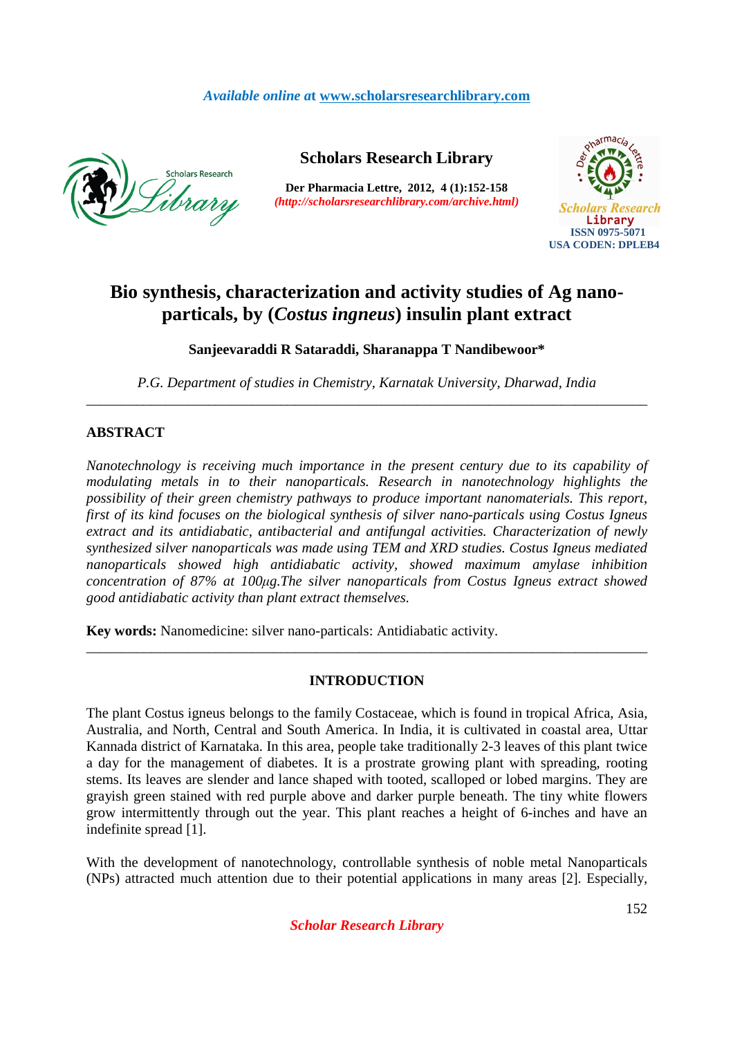*Available online at* www.scholarsresearchlibrary.com

**Scholars Research Library**

**Der Pharmacia Lettre, 2012, 4 (1):152-158**
*(http://scholarsresearchlibrary.com/archive.html)*

ISSN 0975-5071
USA CODEN: DPLEB4

# Bio synthesis, characterization and activity studies of Ag nano-particals, by (*Costus ingneus*) insulin plant extract

**Sanjeevaraddi R Sataraddi, Sharanappa T Nandibewoor\***

*P.G. Department of studies in Chemistry, Karnatak University, Dharwad, India*

---

## ABSTRACT

*Nanotechnology is receiving much importance in the present century due to its capability of modulating metals in to their nanoparticals. Research in nanotechnology highlights the possibility of their green chemistry pathways to produce important nanomaterials. This report, first of its kind focuses on the biological synthesis of silver nano-particals using Costus Igneus extract and its antidiabatic, antibacterial and antifungal activities. Characterization of newly synthesized silver nanoparticals was made using TEM and XRD studies. Costus Igneus mediated nanoparticals showed high antidiabatic activity, showed maximum amylase inhibition concentration of 87% at 100µg.The silver nanoparticals from Costus Igneus extract showed good antidiabatic activity than plant extract themselves.*

**Key words:** Nanomedicine: silver nano-particals: Antidiabatic activity.

---

## INTRODUCTION

The plant Costus igneus belongs to the family Costaceae, which is found in tropical Africa, Asia, Australia, and North, Central and South America. In India, it is cultivated in coastal area, Uttar Kannada district of Karnataka. In this area, people take traditionally 2-3 leaves of this plant twice a day for the management of diabetes. It is a prostrate growing plant with spreading, rooting stems. Its leaves are slender and lance shaped with tooted, scalloped or lobed margins. They are grayish green stained with red purple above and darker purple beneath. The tiny white flowers grow intermittently through out the year. This plant reaches a height of 6-inches and have an indefinite spread [1].

With the development of nanotechnology, controllable synthesis of noble metal Nanoparticals (NPs) attracted much attention due to their potential applications in many areas [2]. Especially,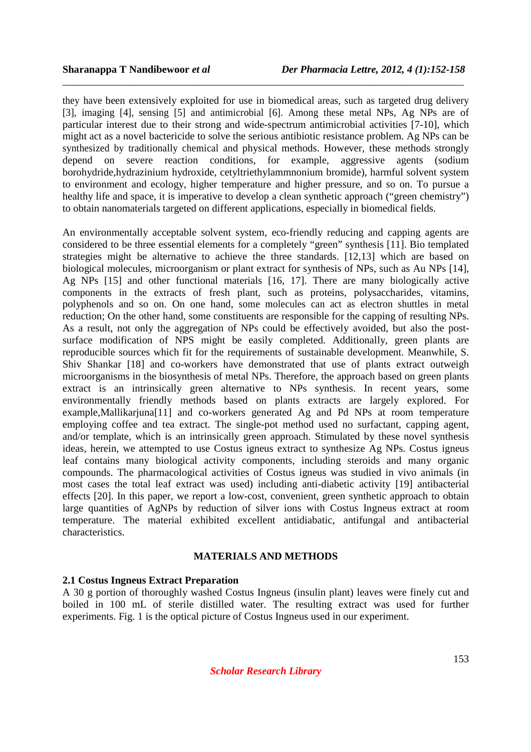they have been extensively exploited for use in biomedical areas, such as targeted drug delivery [3], imaging [4], sensing [5] and antimicrobial [6]. Among these metal NPs, Ag NPs are of particular interest due to their strong and wide-spectrum antimicrobial activities [7-10], which might act as a novel bactericide to solve the serious antibiotic resistance problem. Ag NPs can be synthesized by traditionally chemical and physical methods. However, these methods strongly depend on severe reaction conditions, for example, aggressive agents (sodium borohydride,hydrazinium hydroxide, cetyltriethylammnonium bromide), harmful solvent system to environment and ecology, higher temperature and higher pressure, and so on. To pursue a healthy life and space, it is imperative to develop a clean synthetic approach ("green chemistry") to obtain nanomaterials targeted on different applications, especially in biomedical fields.

An environmentally acceptable solvent system, eco-friendly reducing and capping agents are considered to be three essential elements for a completely "green" synthesis [11]. Bio templated strategies might be alternative to achieve the three standards. [12,13] which are based on biological molecules, microorganism or plant extract for synthesis of NPs, such as Au NPs [14], Ag NPs [15] and other functional materials [16, 17]. There are many biologically active components in the extracts of fresh plant, such as proteins, polysaccharides, vitamins, polyphenols and so on. On one hand, some molecules can act as electron shuttles in metal reduction; On the other hand, some constituents are responsible for the capping of resulting NPs. As a result, not only the aggregation of NPs could be effectively avoided, but also the post-surface modification of NPS might be easily completed. Additionally, green plants are reproducible sources which fit for the requirements of sustainable development. Meanwhile, S. Shiv Shankar [18] and co-workers have demonstrated that use of plants extract outweigh microorganisms in the biosynthesis of metal NPs. Therefore, the approach based on green plants extract is an intrinsically green alternative to NPs synthesis. In recent years, some environmentally friendly methods based on plants extracts are largely explored. For example,Mallikarjuna[11] and co-workers generated Ag and Pd NPs at room temperature employing coffee and tea extract. The single-pot method used no surfactant, capping agent, and/or template, which is an intrinsically green approach. Stimulated by these novel synthesis ideas, herein, we attempted to use Costus igneus extract to synthesize Ag NPs. Costus igneus leaf contains many biological activity components, including steroids and many organic compounds. The pharmacological activities of Costus igneus was studied in vivo animals (in most cases the total leaf extract was used) including anti-diabetic activity [19] antibacterial effects [20]. In this paper, we report a low-cost, convenient, green synthetic approach to obtain large quantities of AgNPs by reduction of silver ions with Costus Ingneus extract at room temperature. The material exhibited excellent antidiabatic, antifungal and antibacterial characteristics.

## MATERIALS AND METHODS

### 2.1 Costus Ingneus Extract Preparation

A 30 g portion of thoroughly washed Costus Ingneus (insulin plant) leaves were finely cut and boiled in 100 mL of sterile distilled water. The resulting extract was used for further experiments. Fig. 1 is the optical picture of Costus Ingneus used in our experiment.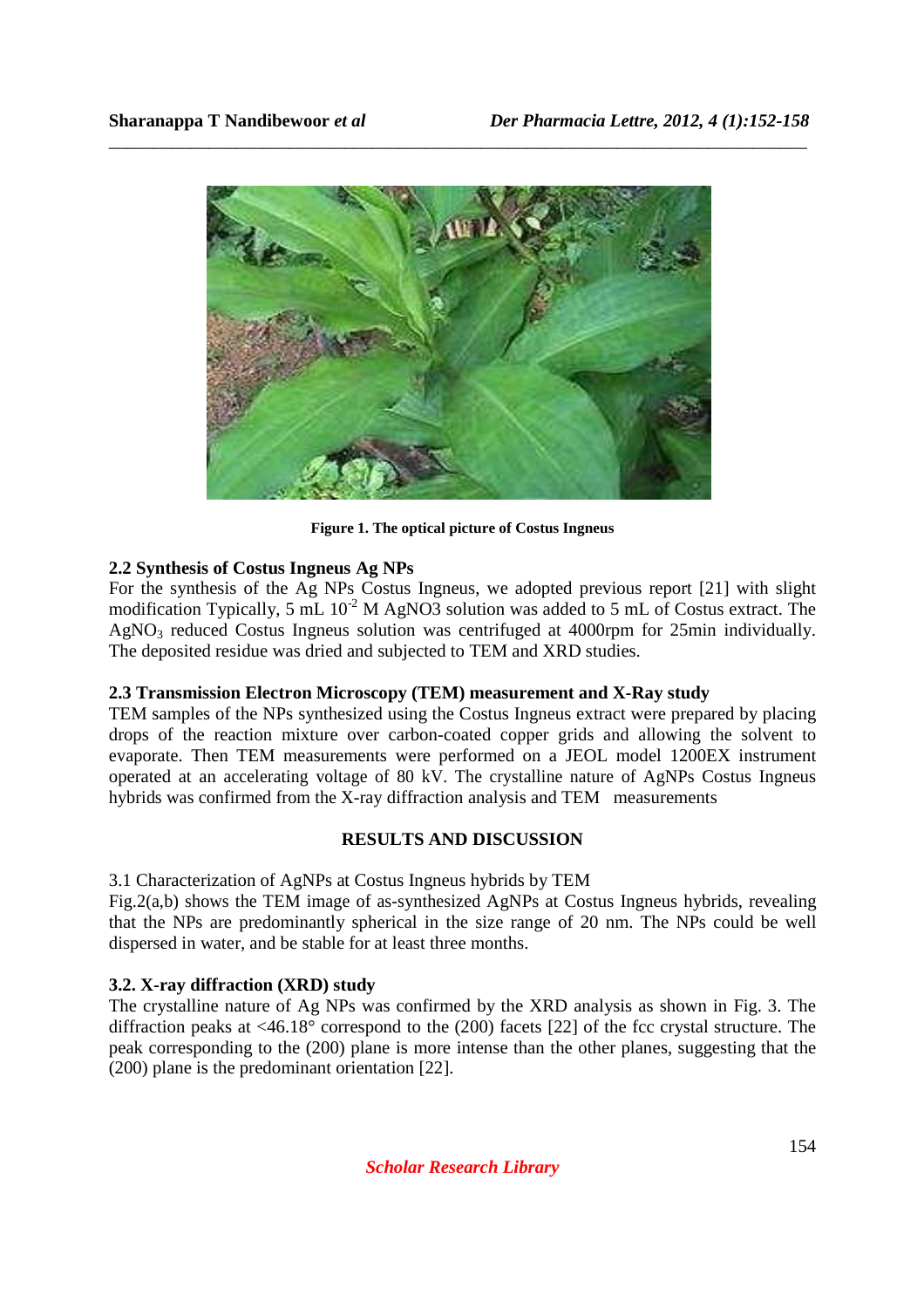Figure 1. The optical picture of Costus Ingneus

### 2.2 Synthesis of Costus Ingneus Ag NPs

For the synthesis of the Ag NPs Costus Ingneus, we adopted previous report [21] with slight modification Typically, 5 mL $10^{-2}$ M AgNO3 solution was added to 5 mL of Costus extract. The $AgNO_3$ reduced Costus Ingneus solution was centrifuged at 4000rpm for 25min individually. The deposited residue was dried and subjected to TEM and XRD studies.

### 2.3 Transmission Electron Microscopy (TEM) measurement and X-Ray study

TEM samples of the NPs synthesized using the Costus Ingneus extract were prepared by placing drops of the reaction mixture over carbon-coated copper grids and allowing the solvent to evaporate. Then TEM measurements were performed on a JEOL model 1200EX instrument operated at an accelerating voltage of 80 kV. The crystalline nature of AgNPs Costus Ingneus hybrids was confirmed from the X-ray diffraction analysis and TEM measurements

## RESULTS AND DISCUSSION

3.1 Characterization of AgNPs at Costus Ingneus hybrids by TEM

Fig.2(a,b) shows the TEM image of as-synthesized AgNPs at Costus Ingneus hybrids, revealing that the NPs are predominantly spherical in the size range of 20 nm. The NPs could be well dispersed in water, and be stable for at least three months.

### 3.2. X-ray diffraction (XRD) study

The crystalline nature of Ag NPs was confirmed by the XRD analysis as shown in Fig. 3. The diffraction peaks at <46.18° correspond to the (200) facets [22] of the fcc crystal structure. The peak corresponding to the (200) plane is more intense than the other planes, suggesting that the (200) plane is the predominant orientation [22].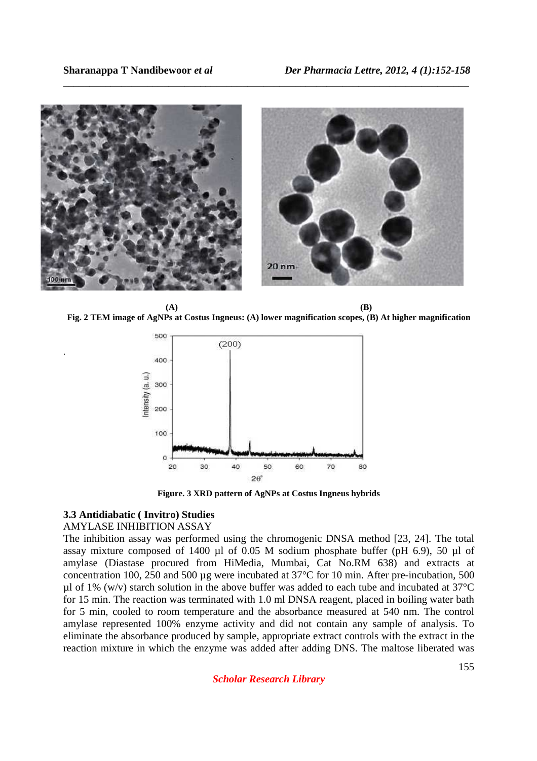(A) (B)

**Fig. 2 TEM image of AgNPs at Costus Ingneus: (A) lower magnification scopes, (B) At higher magnification**

**Figure. 3 XRD pattern of AgNPs at Costus Ingneus hybrids**

### 3.3 Antidiabatic ( Invitro) Studies

AMYLASE INHIBITION ASSAY

The inhibition assay was performed using the chromogenic DNSA method [23, 24]. The total assay mixture composed of 1400 µl of 0.05 M sodium phosphate buffer (pH 6.9), 50 µl of amylase (Diastase procured from HiMedia, Mumbai, Cat No.RM 638) and extracts at concentration 100, 250 and 500 µg were incubated at 37°C for 10 min. After pre-incubation, 500 µl of 1% (w/v) starch solution in the above buffer was added to each tube and incubated at 37°C for 15 min. The reaction was terminated with 1.0 ml DNSA reagent, placed in boiling water bath for 5 min, cooled to room temperature and the absorbance measured at 540 nm. The control amylase represented 100% enzyme activity and did not contain any sample of analysis. To eliminate the absorbance produced by sample, appropriate extract controls with the extract in the reaction mixture in which the enzyme was added after adding DNS. The maltose liberated was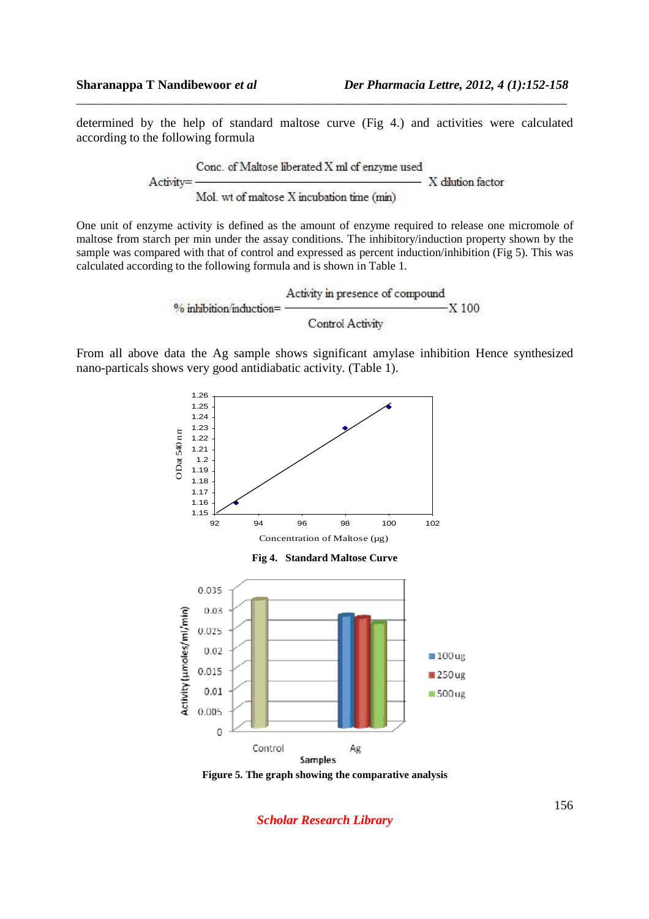determined by the help of standard maltose curve (Fig 4.) and activities were calculated according to the following formula

$$\text{Activity} = \frac{\text{Conc. of Maltose liberated X ml of enzyme used}}{\text{Mol. wt of maltose X incubation time (min)}} \text{ X dilution factor}$$

One unit of enzyme activity is defined as the amount of enzyme required to release one micromole of maltose from starch per min under the assay conditions. The inhibitory/induction property shown by the sample was compared with that of control and expressed as percent induction/inhibition (Fig 5). This was calculated according to the following formula and is shown in Table 1.

$$\text{\% inhibition/induction} = \frac{\text{Activity in presence of compound}}{\text{Control Activity}} \text{ X 100}$$

From all above data the Ag sample shows significant amylase inhibition Hence synthesized nano-particals shows very good antidiabatic activity. (Table 1).

**Fig 4. Standard Maltose Curve**

**Figure 5. The graph showing the comparative analysis**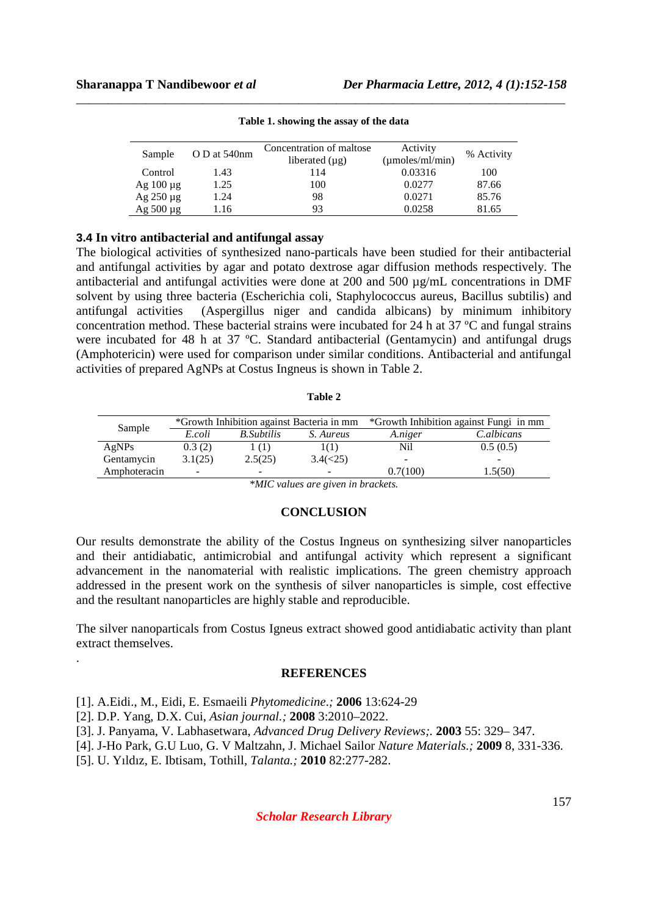**Table 1. showing the assay of the data**

| Sample | O D at 540nm | Concentration of maltose liberated (µg) | Activity (µmoles/ml/min) | % Activity |
|---|---|---|---|---|
| Control | 1.43 | 114 | 0.03316 | 100 |
| Ag 100 µg | 1.25 | 100 | 0.0277 | 87.66 |
| Ag 250 µg | 1.24 | 98 | 0.0271 | 85.76 |
| Ag 500 µg | 1.16 | 93 | 0.0258 | 81.65 |

### 3.4 In vitro antibacterial and antifungal assay

The biological activities of synthesized nano-particals have been studied for their antibacterial and antifungal activities by agar and potato dextrose agar diffusion methods respectively. The antibacterial and antifungal activities were done at 200 and 500 µg/mL concentrations in DMF solvent by using three bacteria (Escherichia coli, Staphylococcus aureus, Bacillus subtilis) and antifungal activities (Aspergillus niger and candida albicans) by minimum inhibitory concentration method. These bacterial strains were incubated for 24 h at 37 ºC and fungal strains were incubated for 48 h at 37 ºC. Standard antibacterial (Gentamycin) and antifungal drugs (Amphotericin) were used for comparison under similar conditions. Antibacterial and antifungal activities of prepared AgNPs at Costus Ingneus is shown in Table 2.

**Table 2**

| Sample | *Growth Inhibition against Bacteria in mm | | | *Growth Inhibition against Fungi in mm | |
|---|---|---|---|---|---|
| | *E.coli* | *B.Subtilis* | *S. Aureus* | *A.niger* | *C.albicans* |
| AgNPs | 0.3 (2) | 1 (1) | 1(1) | Nil | 0.5 (0.5) |
| Gentamycin | 3.1(25) | 2.5(25) | 3.4(<25) | - | - |
| Amphoteracin | - | - | - | 0.7(100) | 1.5(50) |

*\*MIC values are given in brackets.*

## CONCLUSION

Our results demonstrate the ability of the Costus Ingneus on synthesizing silver nanoparticles and their antidiabatic, antimicrobial and antifungal activity which represent a significant advancement in the nanomaterial with realistic implications. The green chemistry approach addressed in the present work on the synthesis of silver nanoparticles is simple, cost effective and the resultant nanoparticles are highly stable and reproducible.

The silver nanoparticals from Costus Igneus extract showed good antidiabatic activity than plant extract themselves.

.

## REFERENCES

[1]. A.Eidi., M., Eidi, E. Esmaeili *Phytomedicine.;* **2006** 13:624-29

[2]. D.P. Yang, D.X. Cui, *Asian journal.;* **2008** 3:2010–2022.

[3]. J. Panyama, V. Labhasetwara, *Advanced Drug Delivery Reviews;.* **2003** 55: 329– 347.

[4]. J-Ho Park, G.U Luo, G. V Maltzahn, J. Michael Sailor *Nature Materials.;* **2009** 8, 331-336.

[5]. U. Yıldız, E. Ibtisam, Tothill, *Talanta.;* **2010** 82:277-282.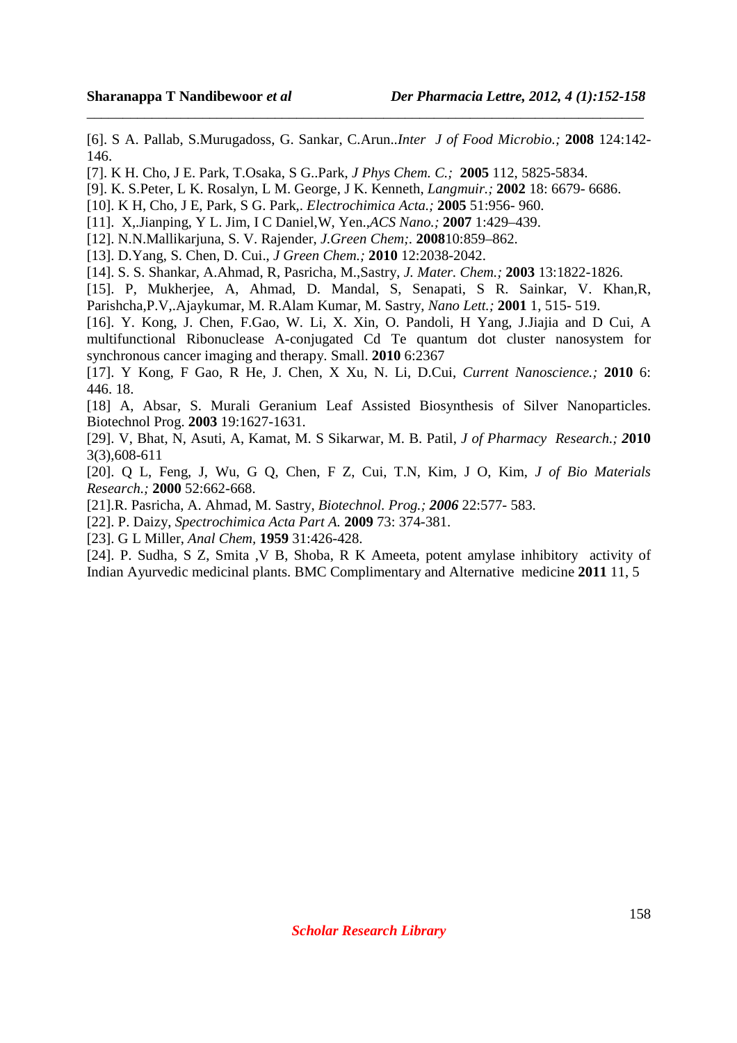[6]. S A. Pallab, S.Murugadoss, G. Sankar, C.Arun..*Inter J of Food Microbio.;* **2008** 124:142-146.

[7]. K H. Cho, J E. Park, T.Osaka, S G..Park, *J Phys Chem. C.;* **2005** 112, 5825-5834.

[9]. K. S.Peter, L K. Rosalyn, L M. George, J K. Kenneth, *Langmuir.;* **2002** 18: 6679- 6686.

[10]. K H, Cho, J E, Park, S G. Park,. *Electrochimica Acta.;* **2005** 51:956- 960.

[11]. X,.Jianping, Y L. Jim, I C Daniel,W, Yen.,*ACS Nano.;* **2007** 1:429–439.

[12]. N.N.Mallikarjuna, S. V. Rajender, *J.Green Chem;.* **2008**10:859–862.

[13]. D.Yang, S. Chen, D. Cui., *J Green Chem.;* **2010** 12:2038-2042.

[14]. S. S. Shankar, A.Ahmad, R, Pasricha, M.,Sastry, *J. Mater. Chem.;* **2003** 13:1822-1826.

[15]. P, Mukherjee, A, Ahmad, D. Mandal, S, Senapati, S R. Sainkar, V. Khan,R, Parishcha,P.V,.Ajaykumar, M. R.Alam Kumar, M. Sastry, *Nano Lett.;* **2001** 1, 515- 519.

[16]. Y. Kong, J. Chen, F.Gao, W. Li, X. Xin, O. Pandoli, H Yang, J.Jiajia and D Cui, A multifunctional Ribonuclease A-conjugated Cd Te quantum dot cluster nanosystem for synchronous cancer imaging and therapy. Small. **2010** 6:2367

[17]. Y Kong, F Gao, R He, J. Chen, X Xu, N. Li, D.Cui, *Current Nanoscience.;* **2010** 6: 446. 18.

[18] A, Absar, S. Murali Geranium Leaf Assisted Biosynthesis of Silver Nanoparticles. Biotechnol Prog. **2003** 19:1627-1631.

[29]. V, Bhat, N, Asuti, A, Kamat, M. S Sikarwar, M. B. Patil, *J of Pharmacy Research.;* ***2010*** 3(3),608-611

[20]. Q L, Feng, J, Wu, G Q, Chen, F Z, Cui, T.N, Kim, J O, Kim, *J of Bio Materials Research.;* **2000** 52:662-668.

[21].R. Pasricha, A. Ahmad, M. Sastry, *Biotechnol. Prog.;* ***2006*** 22:577- 583.

[22]. P. Daizy, *Spectrochimica Acta Part A.* **2009** 73: 374-381.

[23]. G L Miller, *Anal Chem,* **1959** 31:426-428.

[24]. P. Sudha, S Z, Smita ,V B, Shoba, R K Ameeta, potent amylase inhibitory activity of Indian Ayurvedic medicinal plants. BMC Complimentary and Alternative medicine **2011** 11, 5